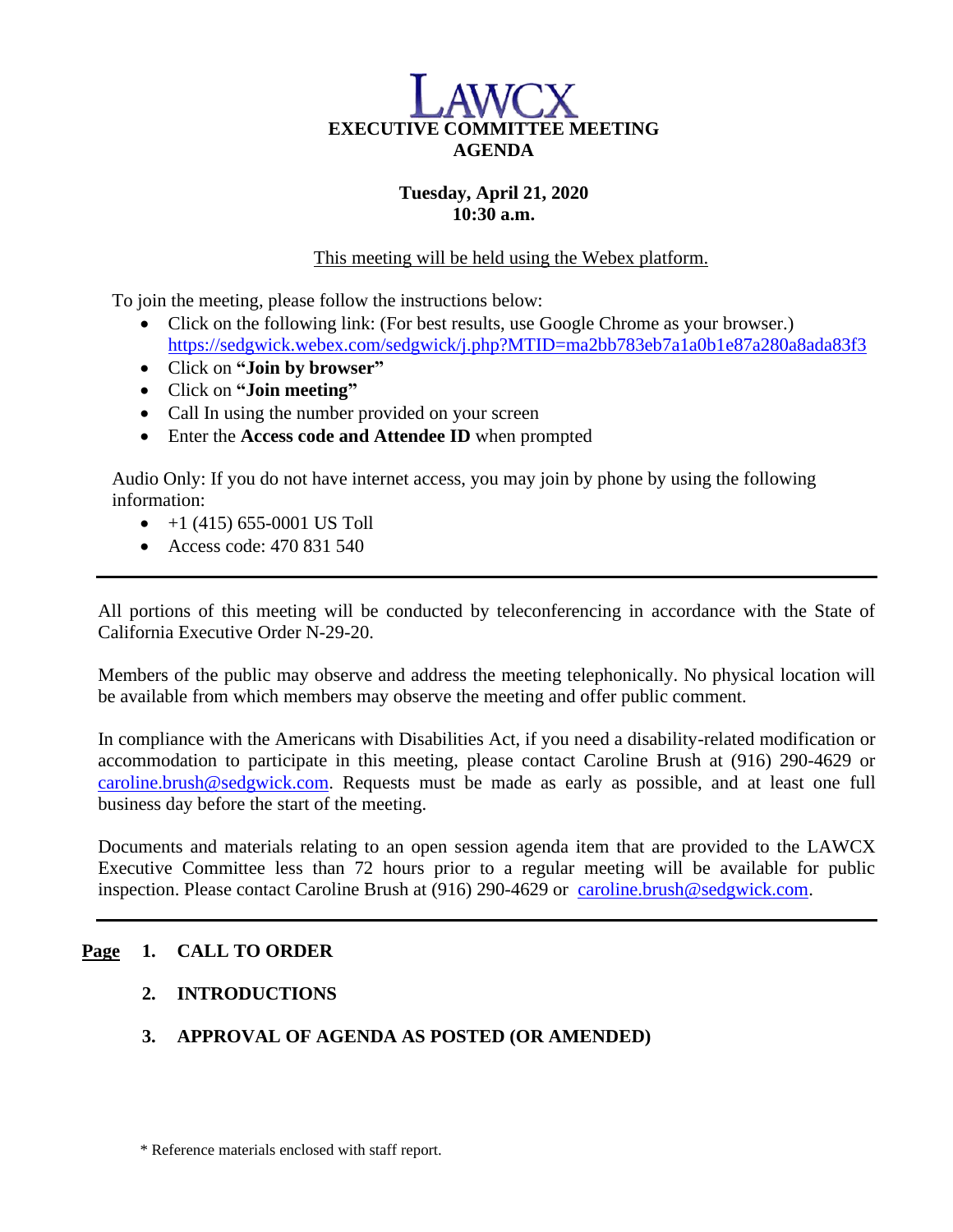# LAWCX

## EXECUTIVE COMMITTEE MEETING AGENDA

**Tuesday, April 21, 2020**
**10:30 a.m.**

This meeting will be held using the Webex platform.

To join the meeting, please follow the instructions below:

- Click on the following link: (For best results, use Google Chrome as your browser.) https://sedgwick.webex.com/sedgwick/j.php?MTID=ma2bb783eb7a1a0b1e87a280a8ada83f3
- Click on **"Join by browser"**
- Click on **"Join meeting"**
- Call In using the number provided on your screen
- Enter the **Access code and Attendee ID** when prompted

Audio Only: If you do not have internet access, you may join by phone by using the following information:

- +1 (415) 655-0001 US Toll
- Access code: 470 831 540

---

All portions of this meeting will be conducted by teleconferencing in accordance with the State of California Executive Order N-29-20.

Members of the public may observe and address the meeting telephonically. No physical location will be available from which members may observe the meeting and offer public comment.

In compliance with the Americans with Disabilities Act, if you need a disability-related modification or accommodation to participate in this meeting, please contact Caroline Brush at (916) 290-4629 or caroline.brush@sedgwick.com. Requests must be made as early as possible, and at least one full business day before the start of the meeting.

Documents and materials relating to an open session agenda item that are provided to the LAWCX Executive Committee less than 72 hours prior to a regular meeting will be available for public inspection. Please contact Caroline Brush at (916) 290-4629 or caroline.brush@sedgwick.com.

---

**Page**

1. **CALL TO ORDER**
2. **INTRODUCTIONS**
3. **APPROVAL OF AGENDA AS POSTED (OR AMENDED)**

\* Reference materials enclosed with staff report.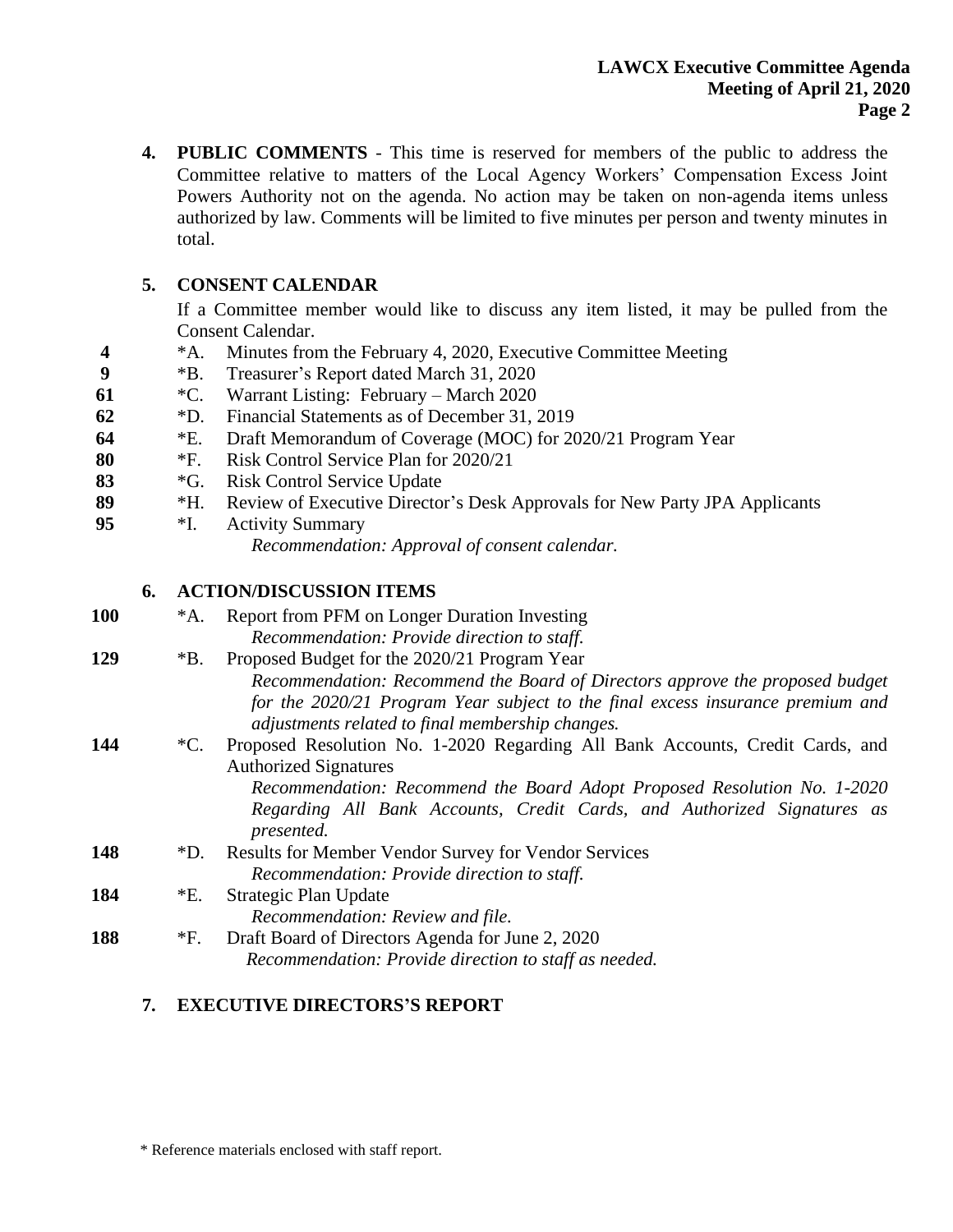4. **PUBLIC COMMENTS** - This time is reserved for members of the public to address the Committee relative to matters of the Local Agency Workers' Compensation Excess Joint Powers Authority not on the agenda. No action may be taken on non-agenda items unless authorized by law. Comments will be limited to five minutes per person and twenty minutes in total.

5. **CONSENT CALENDAR**

   If a Committee member would like to discuss any item listed, it may be pulled from the Consent Calendar.

| Page | Item | Description |
|---|---|---|
| **4** | *A. | Minutes from the February 4, 2020, Executive Committee Meeting |
| **9** | *B. | Treasurer's Report dated March 31, 2020 |
| **61** | *C. | Warrant Listing: February – March 2020 |
| **62** | *D. | Financial Statements as of December 31, 2019 |
| **64** | *E. | Draft Memorandum of Coverage (MOC) for 2020/21 Program Year |
| **80** | *F. | Risk Control Service Plan for 2020/21 |
| **83** | *G. | Risk Control Service Update |
| **89** | *H. | Review of Executive Director's Desk Approvals for New Party JPA Applicants |
| **95** | *I. | Activity Summary |

   *Recommendation: Approval of consent calendar.*

6. **ACTION/DISCUSSION ITEMS**

**100** *A. Report from PFM on Longer Duration Investing
*Recommendation: Provide direction to staff.*

**129** *B. Proposed Budget for the 2020/21 Program Year
*Recommendation: Recommend the Board of Directors approve the proposed budget for the 2020/21 Program Year subject to the final excess insurance premium and adjustments related to final membership changes.*

**144** *C. Proposed Resolution No. 1-2020 Regarding All Bank Accounts, Credit Cards, and Authorized Signatures
*Recommendation: Recommend the Board Adopt Proposed Resolution No. 1-2020 Regarding All Bank Accounts, Credit Cards, and Authorized Signatures as presented.*

**148** *D. Results for Member Vendor Survey for Vendor Services
*Recommendation: Provide direction to staff.*

**184** *E. Strategic Plan Update
*Recommendation: Review and file.*

**188** *F. Draft Board of Directors Agenda for June 2, 2020
*Recommendation: Provide direction to staff as needed.*

7. **EXECUTIVE DIRECTORS'S REPORT**

\* Reference materials enclosed with staff report.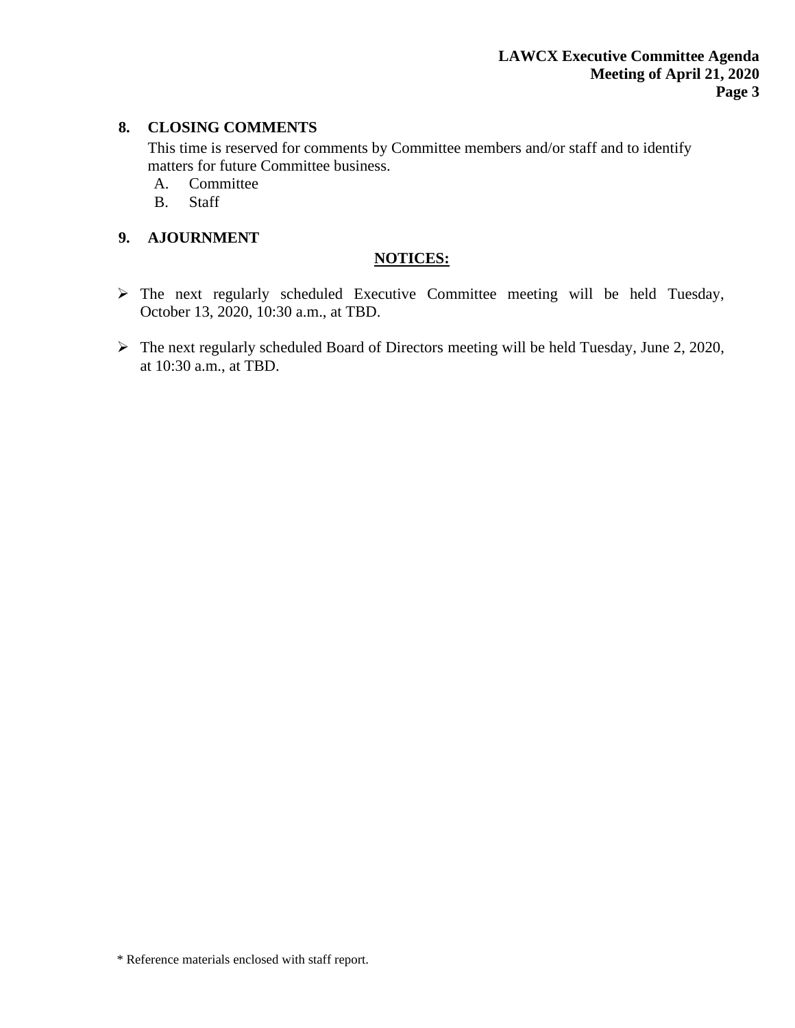## 8. CLOSING COMMENTS

This time is reserved for comments by Committee members and/or staff and to identify matters for future Committee business.

A. Committee
B. Staff

## 9. AJOURNMENT

**NOTICES:**

- The next regularly scheduled Executive Committee meeting will be held Tuesday, October 13, 2020, 10:30 a.m., at TBD.
- The next regularly scheduled Board of Directors meeting will be held Tuesday, June 2, 2020, at 10:30 a.m., at TBD.

* Reference materials enclosed with staff report.